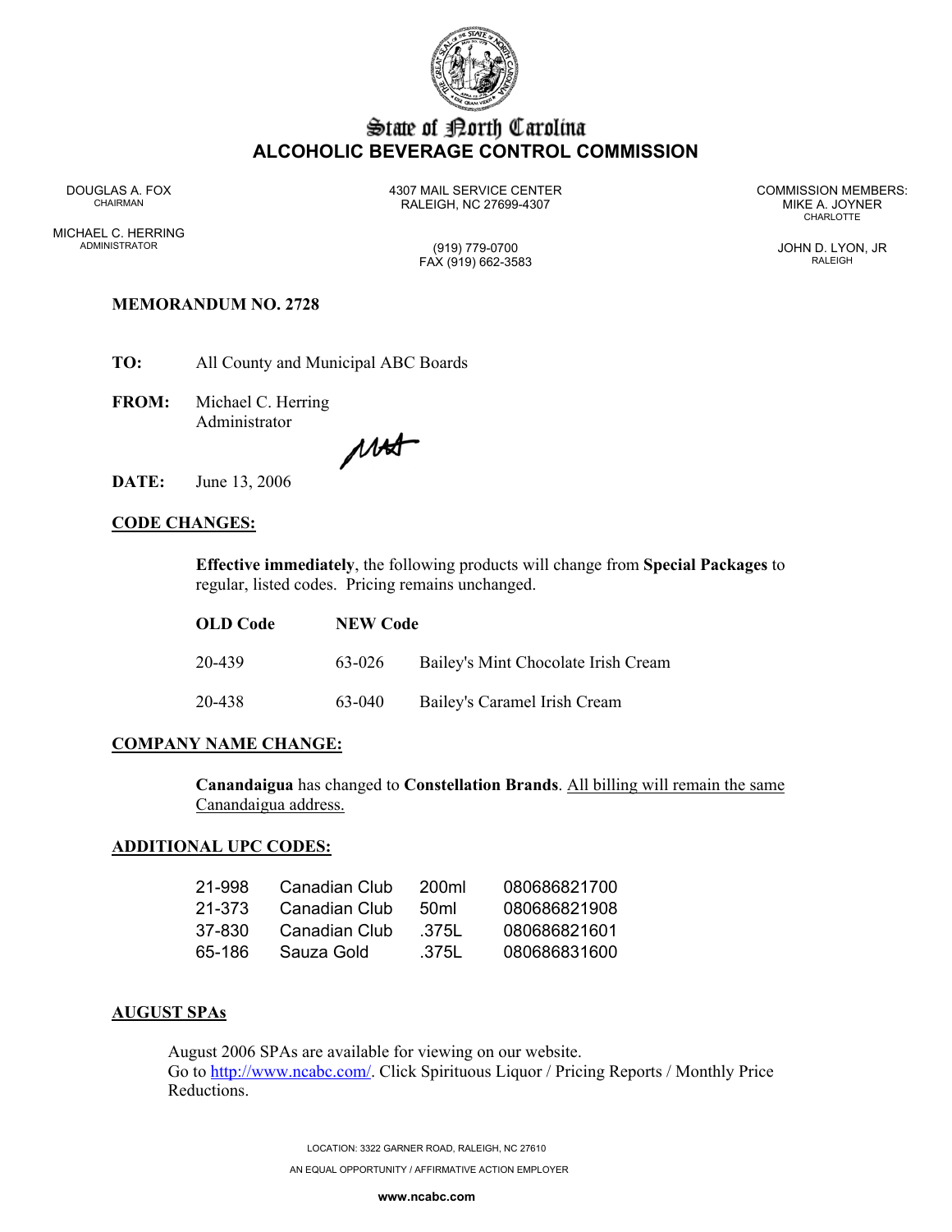# State of North Carolina
## ALCOHOLIC BEVERAGE CONTROL COMMISSION

DOUGLAS A. FOX
CHAIRMAN

MICHAEL C. HERRING
ADMINISTRATOR

4307 MAIL SERVICE CENTER
RALEIGH, NC 27699-4307

(919) 779-0700
FAX (919) 662-3583

COMMISSION MEMBERS:
MIKE A. JOYNER
CHARLOTTE

JOHN D. LYON, JR
RALEIGH

**MEMORANDUM NO. 2728**

**TO:** All County and Municipal ABC Boards

**FROM:** Michael C. Herring
Administrator

**DATE:** June 13, 2006

**CODE CHANGES:**

**Effective immediately**, the following products will change from **Special Packages** to regular, listed codes. Pricing remains unchanged.

| OLD Code | NEW Code | |
|---|---|---|
| 20-439 | 63-026 | Bailey's Mint Chocolate Irish Cream |
| 20-438 | 63-040 | Bailey's Caramel Irish Cream |

**COMPANY NAME CHANGE:**

**Canandaigua** has changed to **Constellation Brands**. All billing will remain the same Canandaigua address.

**ADDITIONAL UPC CODES:**

| | | | |
|---|---|---|---|
| 21-998 | Canadian Club | 200ml | 080686821700 |
| 21-373 | Canadian Club | 50ml | 080686821908 |
| 37-830 | Canadian Club | .375L | 080686821601 |
| 65-186 | Sauza Gold | .375L | 080686831600 |

**AUGUST SPAs**

August 2006 SPAs are available for viewing on our website.
Go to http://www.ncabc.com/. Click Spirituous Liquor / Pricing Reports / Monthly Price Reductions.

LOCATION: 3322 GARNER ROAD, RALEIGH, NC 27610
AN EQUAL OPPORTUNITY / AFFIRMATIVE ACTION EMPLOYER
**www.ncabc.com**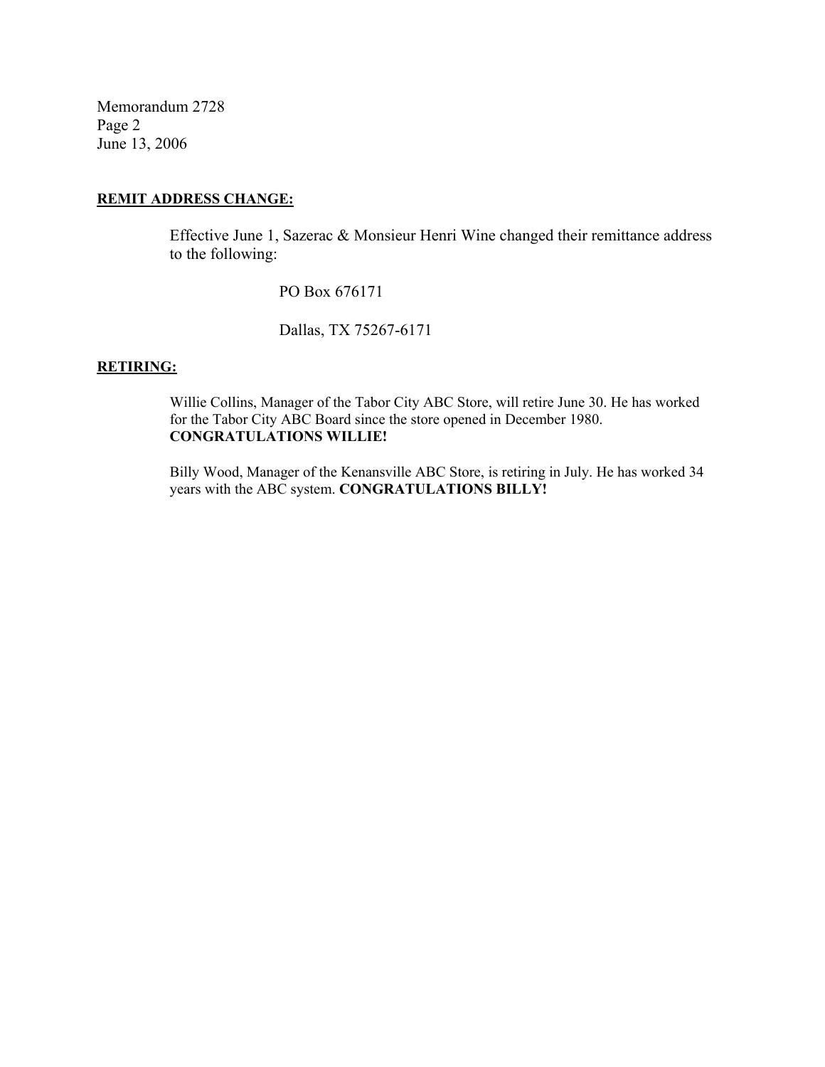Memorandum 2728
Page 2
June 13, 2006

**REMIT ADDRESS CHANGE:**

Effective June 1, Sazerac & Monsieur Henri Wine changed their remittance address to the following:

PO Box 676171

Dallas, TX 75267-6171

**RETIRING:**

Willie Collins, Manager of the Tabor City ABC Store, will retire June 30. He has worked for the Tabor City ABC Board since the store opened in December 1980. **CONGRATULATIONS WILLIE!**

Billy Wood, Manager of the Kenansville ABC Store, is retiring in July. He has worked 34 years with the ABC system. **CONGRATULATIONS BILLY!**